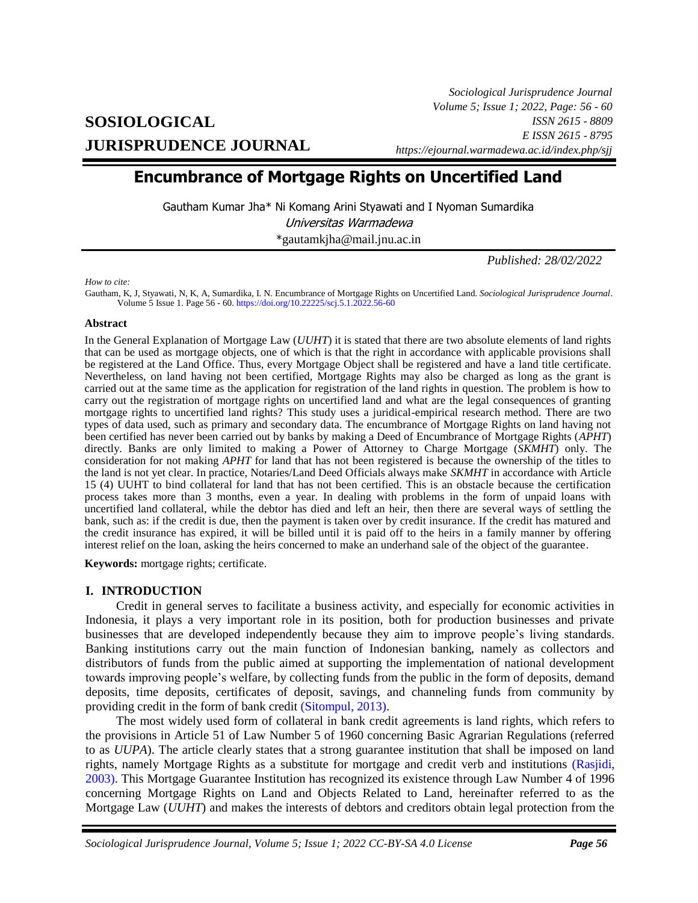# Encumbrance of Mortgage Rights on Uncertified Land

Gautham Kumar Jha* Ni Komang Arini Styawati and I Nyoman Sumardika

*Universitas Warmadewa*

*gautamkjha@mail.jnu.ac.in

*Published: 28/02/2022*

*How to cite:*
Gautham, K, J, Styawati, N, K, A, Sumardika, I. N. Encumbrance of Mortgage Rights on Uncertified Land. *Sociological Jurisprudence Journal*. Volume 5 Issue 1. Page 56 - 60. https://doi.org/10.22225/scj.5.1.2022.56-60

### Abstract

In the General Explanation of Mortgage Law (*UUHT*) it is stated that there are two absolute elements of land rights that can be used as mortgage objects, one of which is that the right in accordance with applicable provisions shall be registered at the Land Office. Thus, every Mortgage Object shall be registered and have a land title certificate. Nevertheless, on land having not been certified, Mortgage Rights may also be charged as long as the grant is carried out at the same time as the application for registration of the land rights in question. The problem is how to carry out the registration of mortgage rights on uncertified land and what are the legal consequences of granting mortgage rights to uncertified land rights? This study uses a juridical-empirical research method. There are two types of data used, such as primary and secondary data. The encumbrance of Mortgage Rights on land having not been certified has never been carried out by banks by making a Deed of Encumbrance of Mortgage Rights (*APHT*) directly. Banks are only limited to making a Power of Attorney to Charge Mortgage (*SKMHT*) only. The consideration for not making *APHT* for land that has not been registered is because the ownership of the titles to the land is not yet clear. In practice, Notaries/Land Deed Officials always make *SKMHT* in accordance with Article 15 (4) UUHT to bind collateral for land that has not been certified. This is an obstacle because the certification process takes more than 3 months, even a year. In dealing with problems in the form of unpaid loans with uncertified land collateral, while the debtor has died and left an heir, then there are several ways of settling the bank, such as: if the credit is due, then the payment is taken over by credit insurance. If the credit has matured and the credit insurance has expired, it will be billed until it is paid off to the heirs in a family manner by offering interest relief on the loan, asking the heirs concerned to make an underhand sale of the object of the guarantee.

**Keywords:** mortgage rights; certificate.

## I. INTRODUCTION

Credit in general serves to facilitate a business activity, and especially for economic activities in Indonesia, it plays a very important role in its position, both for production businesses and private businesses that are developed independently because they aim to improve people's living standards. Banking institutions carry out the main function of Indonesian banking, namely as collectors and distributors of funds from the public aimed at supporting the implementation of national development towards improving people's welfare, by collecting funds from the public in the form of deposits, demand deposits, time deposits, certificates of deposit, savings, and channeling funds from community by providing credit in the form of bank credit (Sitompul, 2013).

The most widely used form of collateral in bank credit agreements is land rights, which refers to the provisions in Article 51 of Law Number 5 of 1960 concerning Basic Agrarian Regulations (referred to as *UUPA*). The article clearly states that a strong guarantee institution that shall be imposed on land rights, namely Mortgage Rights as a substitute for mortgage and credit verb and institutions (Rasjidi, 2003). This Mortgage Guarantee Institution has recognized its existence through Law Number 4 of 1996 concerning Mortgage Rights on Land and Objects Related to Land, hereinafter referred to as the Mortgage Law (*UUHT*) and makes the interests of debtors and creditors obtain legal protection from the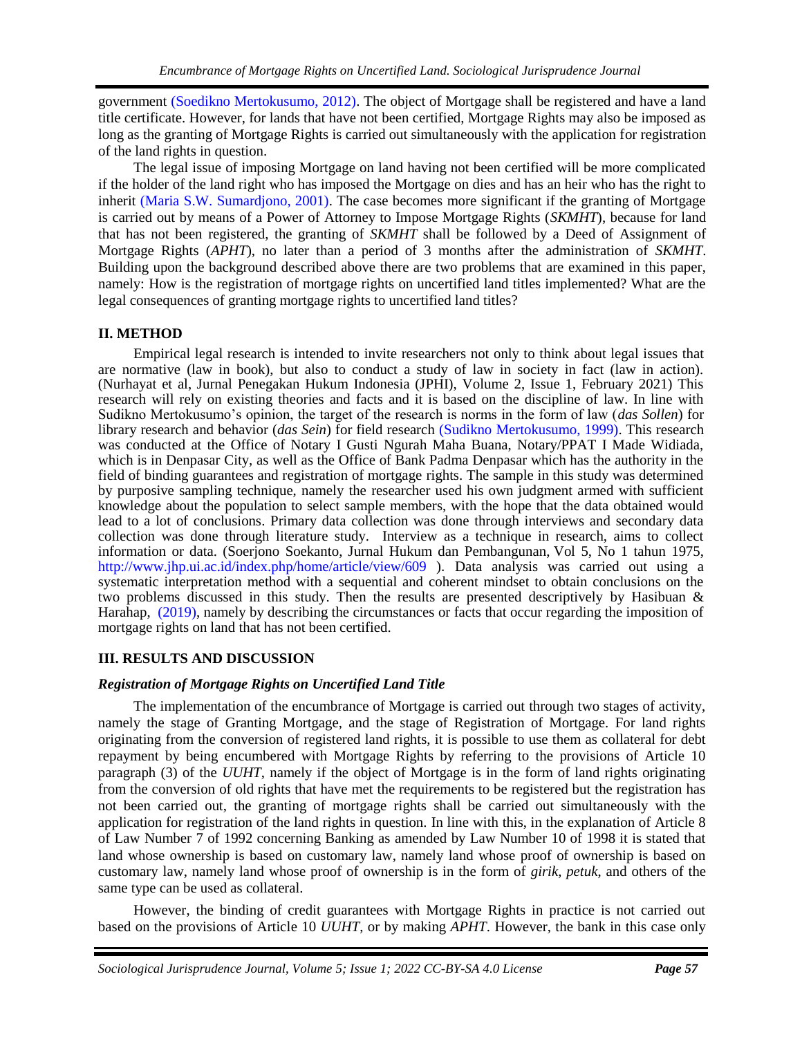government (Soedikno Mertokusumo, 2012). The object of Mortgage shall be registered and have a land title certificate. However, for lands that have not been certified, Mortgage Rights may also be imposed as long as the granting of Mortgage Rights is carried out simultaneously with the application for registration of the land rights in question.

The legal issue of imposing Mortgage on land having not been certified will be more complicated if the holder of the land right who has imposed the Mortgage on dies and has an heir who has the right to inherit (Maria S.W. Sumardjono, 2001). The case becomes more significant if the granting of Mortgage is carried out by means of a Power of Attorney to Impose Mortgage Rights (*SKMHT*), because for land that has not been registered, the granting of *SKMHT* shall be followed by a Deed of Assignment of Mortgage Rights (*APHT*), no later than a period of 3 months after the administration of *SKMHT*. Building upon the background described above there are two problems that are examined in this paper, namely: How is the registration of mortgage rights on uncertified land titles implemented? What are the legal consequences of granting mortgage rights to uncertified land titles?

## II. METHOD

Empirical legal research is intended to invite researchers not only to think about legal issues that are normative (law in book), but also to conduct a study of law in society in fact (law in action). (Nurhayat et al, Jurnal Penegakan Hukum Indonesia (JPHI), Volume 2, Issue 1, February 2021) This research will rely on existing theories and facts and it is based on the discipline of law. In line with Sudikno Mertokusumo's opinion, the target of the research is norms in the form of law (*das Sollen*) for library research and behavior (*das Sein*) for field research (Sudikno Mertokusumo, 1999). This research was conducted at the Office of Notary I Gusti Ngurah Maha Buana, Notary/PPAT I Made Widiada, which is in Denpasar City, as well as the Office of Bank Padma Denpasar which has the authority in the field of binding guarantees and registration of mortgage rights. The sample in this study was determined by purposive sampling technique, namely the researcher used his own judgment armed with sufficient knowledge about the population to select sample members, with the hope that the data obtained would lead to a lot of conclusions. Primary data collection was done through interviews and secondary data collection was done through literature study. Interview as a technique in research, aims to collect information or data. (Soerjono Soekanto, Jurnal Hukum dan Pembangunan, Vol 5, No 1 tahun 1975, http://www.jhp.ui.ac.id/index.php/home/article/view/609 ). Data analysis was carried out using a systematic interpretation method with a sequential and coherent mindset to obtain conclusions on the two problems discussed in this study. Then the results are presented descriptively by Hasibuan & Harahap, (2019), namely by describing the circumstances or facts that occur regarding the imposition of mortgage rights on land that has not been certified.

## III. RESULTS AND DISCUSSION

### *Registration of Mortgage Rights on Uncertified Land Title*

The implementation of the encumbrance of Mortgage is carried out through two stages of activity, namely the stage of Granting Mortgage, and the stage of Registration of Mortgage. For land rights originating from the conversion of registered land rights, it is possible to use them as collateral for debt repayment by being encumbered with Mortgage Rights by referring to the provisions of Article 10 paragraph (3) of the *UUHT*, namely if the object of Mortgage is in the form of land rights originating from the conversion of old rights that have met the requirements to be registered but the registration has not been carried out, the granting of mortgage rights shall be carried out simultaneously with the application for registration of the land rights in question. In line with this, in the explanation of Article 8 of Law Number 7 of 1992 concerning Banking as amended by Law Number 10 of 1998 it is stated that land whose ownership is based on customary law, namely land whose proof of ownership is based on customary law, namely land whose proof of ownership is in the form of *girik*, *petuk*, and others of the same type can be used as collateral.

However, the binding of credit guarantees with Mortgage Rights in practice is not carried out based on the provisions of Article 10 *UUHT*, or by making *APHT*. However, the bank in this case only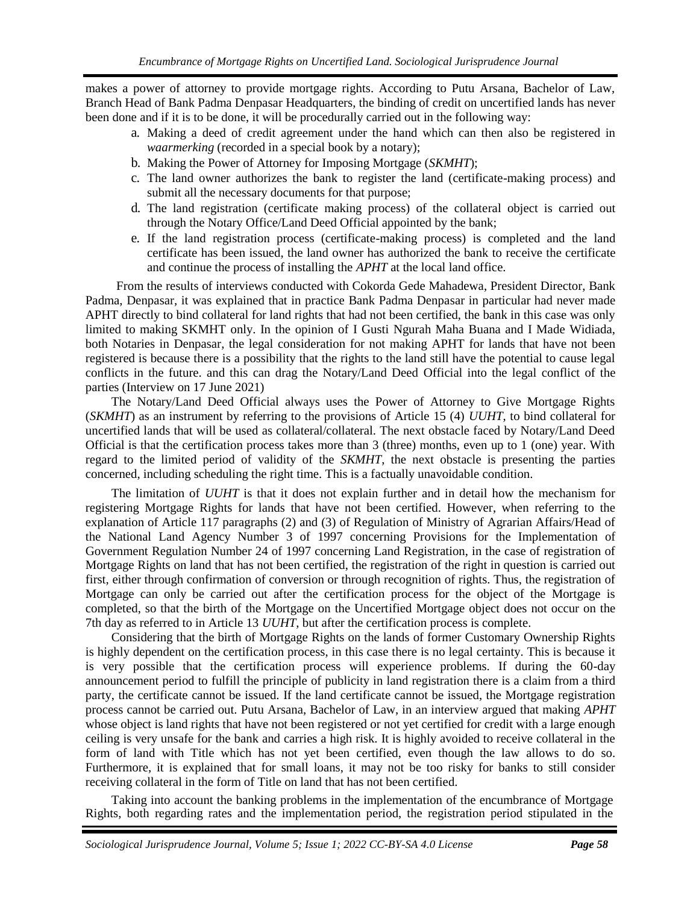makes a power of attorney to provide mortgage rights. According to Putu Arsana, Bachelor of Law, Branch Head of Bank Padma Denpasar Headquarters, the binding of credit on uncertified lands has never been done and if it is to be done, it will be procedurally carried out in the following way:

a. Making a deed of credit agreement under the hand which can then also be registered in *waarmerking* (recorded in a special book by a notary);
b. Making the Power of Attorney for Imposing Mortgage (*SKMHT*);
c. The land owner authorizes the bank to register the land (certificate-making process) and submit all the necessary documents for that purpose;
d. The land registration (certificate making process) of the collateral object is carried out through the Notary Office/Land Deed Official appointed by the bank;
e. If the land registration process (certificate-making process) is completed and the land certificate has been issued, the land owner has authorized the bank to receive the certificate and continue the process of installing the *APHT* at the local land office.

From the results of interviews conducted with Cokorda Gede Mahadewa, President Director, Bank Padma, Denpasar, it was explained that in practice Bank Padma Denpasar in particular had never made APHT directly to bind collateral for land rights that had not been certified, the bank in this case was only limited to making SKMHT only. In the opinion of I Gusti Ngurah Maha Buana and I Made Widiada, both Notaries in Denpasar, the legal consideration for not making APHT for lands that have not been registered is because there is a possibility that the rights to the land still have the potential to cause legal conflicts in the future. and this can drag the Notary/Land Deed Official into the legal conflict of the parties (Interview on 17 June 2021)

The Notary/Land Deed Official always uses the Power of Attorney to Give Mortgage Rights (*SKMHT*) as an instrument by referring to the provisions of Article 15 (4) *UUHT*, to bind collateral for uncertified lands that will be used as collateral/collateral. The next obstacle faced by Notary/Land Deed Official is that the certification process takes more than 3 (three) months, even up to 1 (one) year. With regard to the limited period of validity of the *SKMHT*, the next obstacle is presenting the parties concerned, including scheduling the right time. This is a factually unavoidable condition.

The limitation of *UUHT* is that it does not explain further and in detail how the mechanism for registering Mortgage Rights for lands that have not been certified. However, when referring to the explanation of Article 117 paragraphs (2) and (3) of Regulation of Ministry of Agrarian Affairs/Head of the National Land Agency Number 3 of 1997 concerning Provisions for the Implementation of Government Regulation Number 24 of 1997 concerning Land Registration, in the case of registration of Mortgage Rights on land that has not been certified, the registration of the right in question is carried out first, either through confirmation of conversion or through recognition of rights. Thus, the registration of Mortgage can only be carried out after the certification process for the object of the Mortgage is completed, so that the birth of the Mortgage on the Uncertified Mortgage object does not occur on the 7th day as referred to in Article 13 *UUHT*, but after the certification process is complete.

Considering that the birth of Mortgage Rights on the lands of former Customary Ownership Rights is highly dependent on the certification process, in this case there is no legal certainty. This is because it is very possible that the certification process will experience problems. If during the 60-day announcement period to fulfill the principle of publicity in land registration there is a claim from a third party, the certificate cannot be issued. If the land certificate cannot be issued, the Mortgage registration process cannot be carried out. Putu Arsana, Bachelor of Law, in an interview argued that making *APHT* whose object is land rights that have not been registered or not yet certified for credit with a large enough ceiling is very unsafe for the bank and carries a high risk. It is highly avoided to receive collateral in the form of land with Title which has not yet been certified, even though the law allows to do so. Furthermore, it is explained that for small loans, it may not be too risky for banks to still consider receiving collateral in the form of Title on land that has not been certified.

Taking into account the banking problems in the implementation of the encumbrance of Mortgage Rights, both regarding rates and the implementation period, the registration period stipulated in the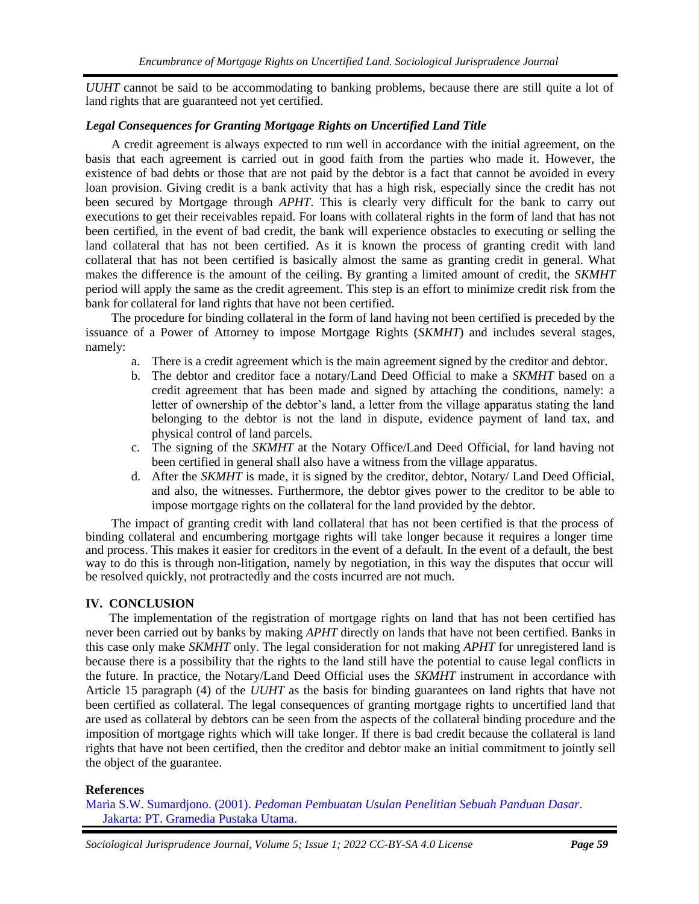*UUHT* cannot be said to be accommodating to banking problems, because there are still quite a lot of land rights that are guaranteed not yet certified.

### *Legal Consequences for Granting Mortgage Rights on Uncertified Land Title*

A credit agreement is always expected to run well in accordance with the initial agreement, on the basis that each agreement is carried out in good faith from the parties who made it. However, the existence of bad debts or those that are not paid by the debtor is a fact that cannot be avoided in every loan provision. Giving credit is a bank activity that has a high risk, especially since the credit has not been secured by Mortgage through *APHT*. This is clearly very difficult for the bank to carry out executions to get their receivables repaid. For loans with collateral rights in the form of land that has not been certified, in the event of bad credit, the bank will experience obstacles to executing or selling the land collateral that has not been certified. As it is known the process of granting credit with land collateral that has not been certified is basically almost the same as granting credit in general. What makes the difference is the amount of the ceiling. By granting a limited amount of credit, the *SKMHT* period will apply the same as the credit agreement. This step is an effort to minimize credit risk from the bank for collateral for land rights that have not been certified.

The procedure for binding collateral in the form of land having not been certified is preceded by the issuance of a Power of Attorney to impose Mortgage Rights (*SKMHT*) and includes several stages, namely:

a. There is a credit agreement which is the main agreement signed by the creditor and debtor.
b. The debtor and creditor face a notary/Land Deed Official to make a *SKMHT* based on a credit agreement that has been made and signed by attaching the conditions, namely: a letter of ownership of the debtor's land, a letter from the village apparatus stating the land belonging to the debtor is not the land in dispute, evidence payment of land tax, and physical control of land parcels.
c. The signing of the *SKMHT* at the Notary Office/Land Deed Official, for land having not been certified in general shall also have a witness from the village apparatus.
d. After the *SKMHT* is made, it is signed by the creditor, debtor, Notary/ Land Deed Official, and also, the witnesses. Furthermore, the debtor gives power to the creditor to be able to impose mortgage rights on the collateral for the land provided by the debtor.

The impact of granting credit with land collateral that has not been certified is that the process of binding collateral and encumbering mortgage rights will take longer because it requires a longer time and process. This makes it easier for creditors in the event of a default. In the event of a default, the best way to do this is through non-litigation, namely by negotiation, in this way the disputes that occur will be resolved quickly, not protractedly and the costs incurred are not much.

## IV. CONCLUSION

The implementation of the registration of mortgage rights on land that has not been certified has never been carried out by banks by making *APHT* directly on lands that have not been certified. Banks in this case only make *SKMHT* only. The legal consideration for not making *APHT* for unregistered land is because there is a possibility that the rights to the land still have the potential to cause legal conflicts in the future. In practice, the Notary/Land Deed Official uses the *SKMHT* instrument in accordance with Article 15 paragraph (4) of the *UUHT* as the basis for binding guarantees on land rights that have not been certified as collateral. The legal consequences of granting mortgage rights to uncertified land that are used as collateral by debtors can be seen from the aspects of the collateral binding procedure and the imposition of mortgage rights which will take longer. If there is bad credit because the collateral is land rights that have not been certified, then the creditor and debtor make an initial commitment to jointly sell the object of the guarantee.

## References

Maria S.W. Sumardjono. (2001). *Pedoman Pembuatan Usulan Penelitian Sebuah Panduan Dasar*. Jakarta: PT. Gramedia Pustaka Utama.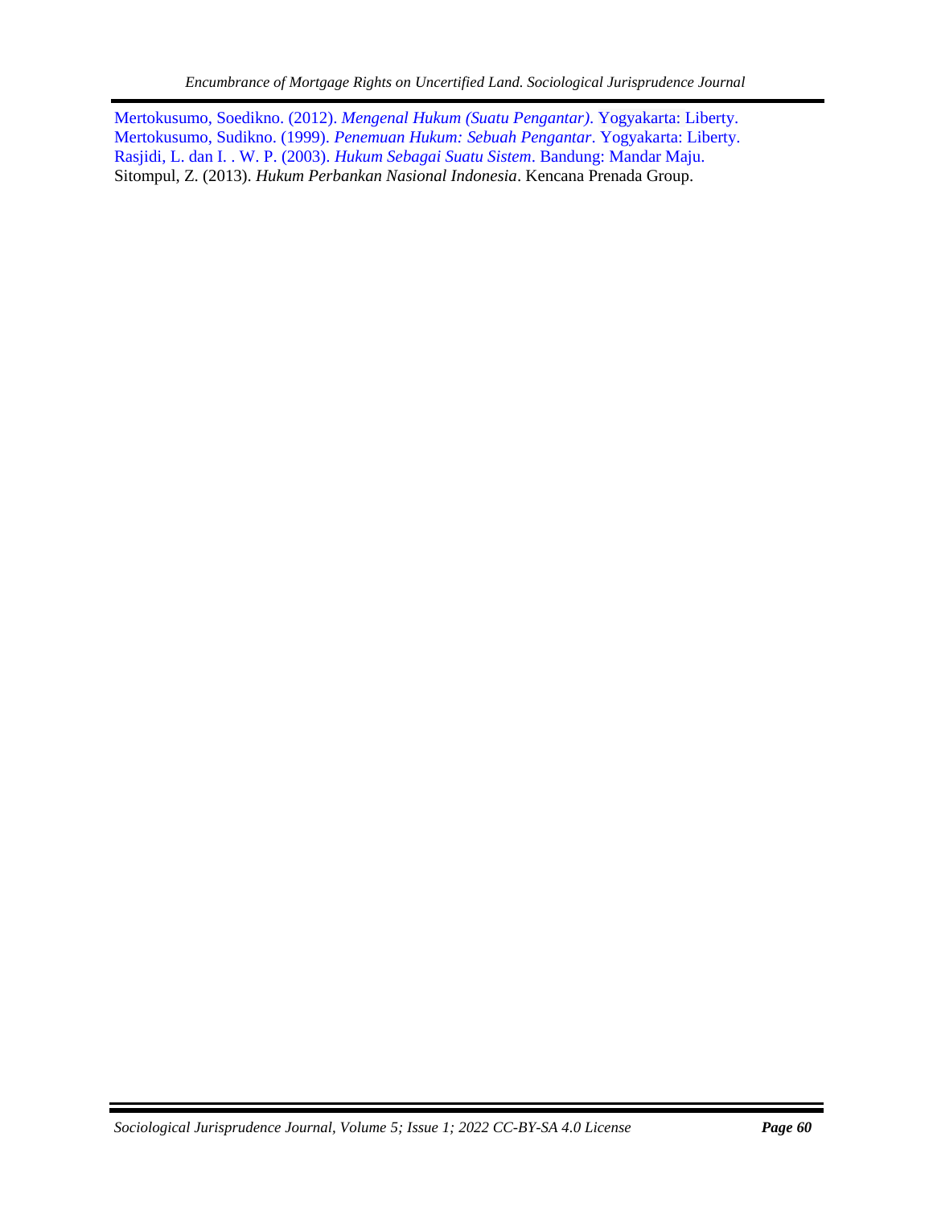Mertokusumo, Soedikno. (2012). *Mengenal Hukum (Suatu Pengantar)*. Yogyakarta: Liberty.
Mertokusumo, Sudikno. (1999). *Penemuan Hukum: Sebuah Pengantar*. Yogyakarta: Liberty.
Rasjidi, L. dan I. . W. P. (2003). *Hukum Sebagai Suatu Sistem*. Bandung: Mandar Maju.
Sitompul, Z. (2013). *Hukum Perbankan Nasional Indonesia*. Kencana Prenada Group.